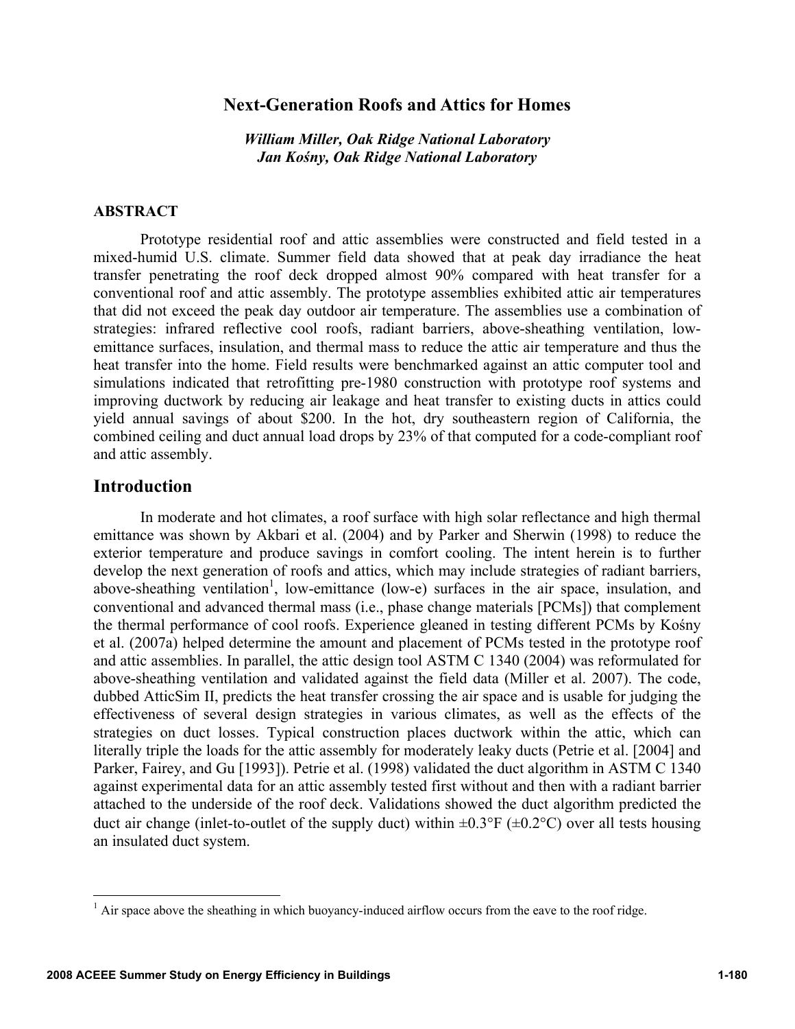# Next-Generation Roofs and Attics for Homes

*William Miller, Oak Ridge National Laboratory*
*Jan Kośny, Oak Ridge National Laboratory*

## ABSTRACT

Prototype residential roof and attic assemblies were constructed and field tested in a mixed-humid U.S. climate. Summer field data showed that at peak day irradiance the heat transfer penetrating the roof deck dropped almost 90% compared with heat transfer for a conventional roof and attic assembly. The prototype assemblies exhibited attic air temperatures that did not exceed the peak day outdoor air temperature. The assemblies use a combination of strategies: infrared reflective cool roofs, radiant barriers, above-sheathing ventilation, low-emittance surfaces, insulation, and thermal mass to reduce the attic air temperature and thus the heat transfer into the home. Field results were benchmarked against an attic computer tool and simulations indicated that retrofitting pre-1980 construction with prototype roof systems and improving ductwork by reducing air leakage and heat transfer to existing ducts in attics could yield annual savings of about $200. In the hot, dry southeastern region of California, the combined ceiling and duct annual load drops by 23% of that computed for a code-compliant roof and attic assembly.

## Introduction

In moderate and hot climates, a roof surface with high solar reflectance and high thermal emittance was shown by Akbari et al. (2004) and by Parker and Sherwin (1998) to reduce the exterior temperature and produce savings in comfort cooling. The intent herein is to further develop the next generation of roofs and attics, which may include strategies of radiant barriers, above-sheathing ventilation[1], low-emittance (low-e) surfaces in the air space, insulation, and conventional and advanced thermal mass (i.e., phase change materials [PCMs]) that complement the thermal performance of cool roofs. Experience gleaned in testing different PCMs by Kośny et al. (2007a) helped determine the amount and placement of PCMs tested in the prototype roof and attic assemblies. In parallel, the attic design tool ASTM C 1340 (2004) was reformulated for above-sheathing ventilation and validated against the field data (Miller et al. 2007). The code, dubbed AtticSim II, predicts the heat transfer crossing the air space and is usable for judging the effectiveness of several design strategies in various climates, as well as the effects of the strategies on duct losses. Typical construction places ductwork within the attic, which can literally triple the loads for the attic assembly for moderately leaky ducts (Petrie et al. [2004] and Parker, Fairey, and Gu [1993]). Petrie et al. (1998) validated the duct algorithm in ASTM C 1340 against experimental data for an attic assembly tested first without and then with a radiant barrier attached to the underside of the roof deck. Validations showed the duct algorithm predicted the duct air change (inlet-to-outlet of the supply duct) within ±0.3°F (±0.2°C) over all tests housing an insulated duct system.

[1] Air space above the sheathing in which buoyancy-induced airflow occurs from the eave to the roof ridge.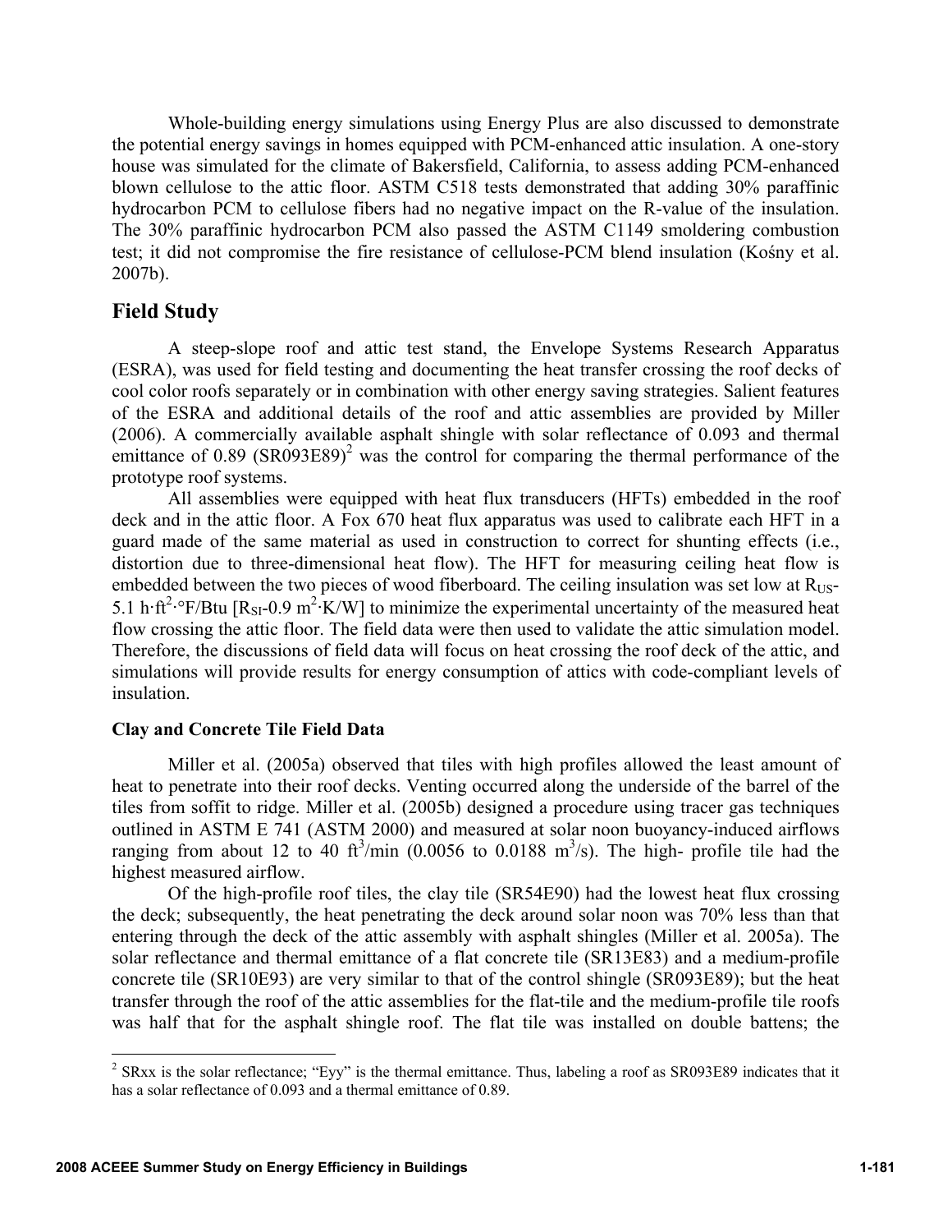Whole-building energy simulations using Energy Plus are also discussed to demonstrate the potential energy savings in homes equipped with PCM-enhanced attic insulation. A one-story house was simulated for the climate of Bakersfield, California, to assess adding PCM-enhanced blown cellulose to the attic floor. ASTM C518 tests demonstrated that adding 30% paraffinic hydrocarbon PCM to cellulose fibers had no negative impact on the R-value of the insulation. The 30% paraffinic hydrocarbon PCM also passed the ASTM C1149 smoldering combustion test; it did not compromise the fire resistance of cellulose-PCM blend insulation (Kośny et al. 2007b).

## Field Study

A steep-slope roof and attic test stand, the Envelope Systems Research Apparatus (ESRA), was used for field testing and documenting the heat transfer crossing the roof decks of cool color roofs separately or in combination with other energy saving strategies. Salient features of the ESRA and additional details of the roof and attic assemblies are provided by Miller (2006). A commercially available asphalt shingle with solar reflectance of 0.093 and thermal emittance of 0.89 (SR093E89)[2] was the control for comparing the thermal performance of the prototype roof systems.

All assemblies were equipped with heat flux transducers (HFTs) embedded in the roof deck and in the attic floor. A Fox 670 heat flux apparatus was used to calibrate each HFT in a guard made of the same material as used in construction to correct for shunting effects (i.e., distortion due to three-dimensional heat flow). The HFT for measuring ceiling heat flow is embedded between the two pieces of wood fiberboard. The ceiling insulation was set low at $R_{US}$-5.1 $h \cdot ft^2 \cdot °F/Btu$ [$R_{SI}$-0.9 $m^2 \cdot K/W$] to minimize the experimental uncertainty of the measured heat flow crossing the attic floor. The field data were then used to validate the attic simulation model. Therefore, the discussions of field data will focus on heat crossing the roof deck of the attic, and simulations will provide results for energy consumption of attics with code-compliant levels of insulation.

### Clay and Concrete Tile Field Data

Miller et al. (2005a) observed that tiles with high profiles allowed the least amount of heat to penetrate into their roof decks. Venting occurred along the underside of the barrel of the tiles from soffit to ridge. Miller et al. (2005b) designed a procedure using tracer gas techniques outlined in ASTM E 741 (ASTM 2000) and measured at solar noon buoyancy-induced airflows ranging from about 12 to 40 $ft^3$/min (0.0056 to 0.0188 $m^3$/s). The high- profile tile had the highest measured airflow.

Of the high-profile roof tiles, the clay tile (SR54E90) had the lowest heat flux crossing the deck; subsequently, the heat penetrating the deck around solar noon was 70% less than that entering through the deck of the attic assembly with asphalt shingles (Miller et al. 2005a). The solar reflectance and thermal emittance of a flat concrete tile (SR13E83) and a medium-profile concrete tile (SR10E93) are very similar to that of the control shingle (SR093E89); but the heat transfer through the roof of the attic assemblies for the flat-tile and the medium-profile tile roofs was half that for the asphalt shingle roof. The flat tile was installed on double battens; the

[2] SRxx is the solar reflectance; "Eyy" is the thermal emittance. Thus, labeling a roof as SR093E89 indicates that it has a solar reflectance of 0.093 and a thermal emittance of 0.89.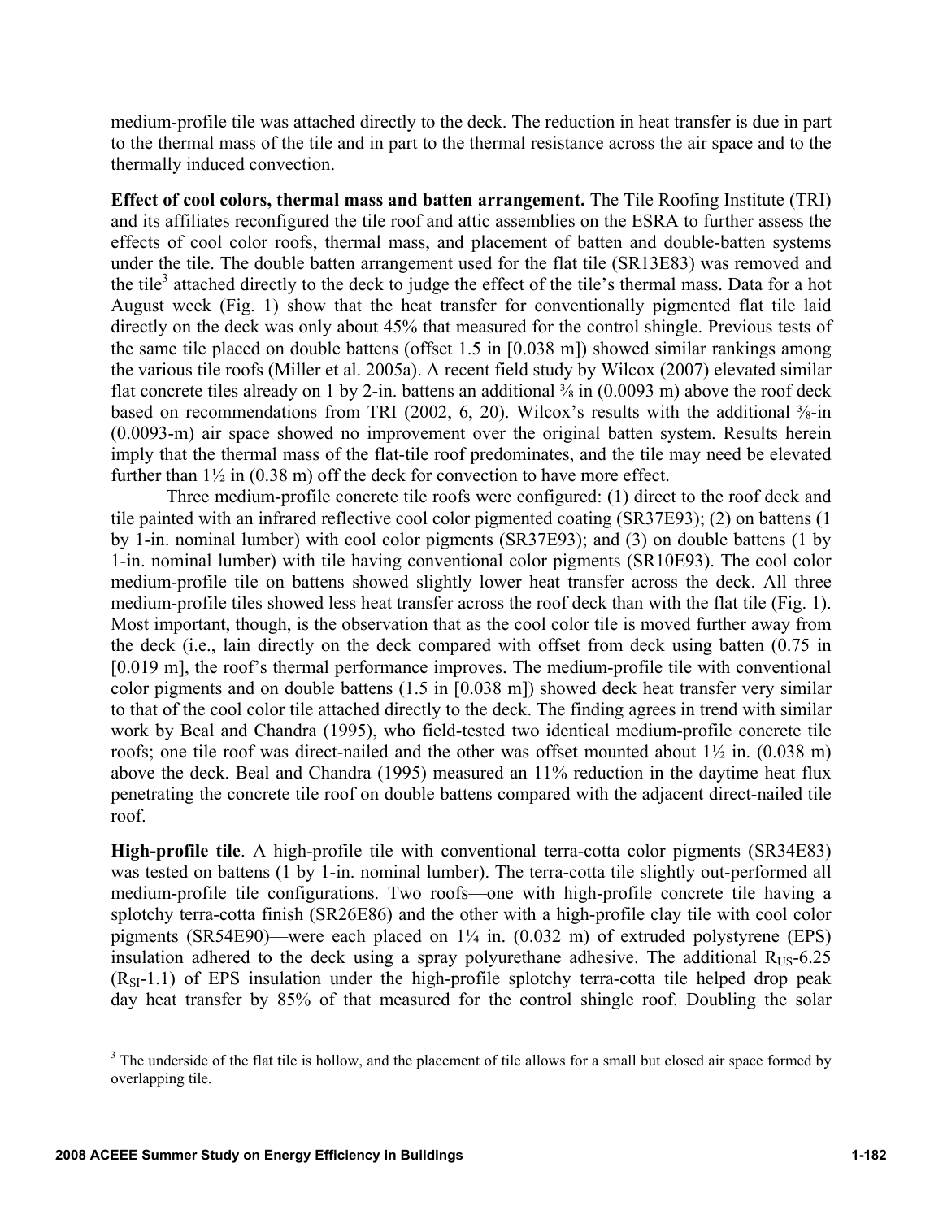medium-profile tile was attached directly to the deck. The reduction in heat transfer is due in part to the thermal mass of the tile and in part to the thermal resistance across the air space and to the thermally induced convection.

**Effect of cool colors, thermal mass and batten arrangement.** The Tile Roofing Institute (TRI) and its affiliates reconfigured the tile roof and attic assemblies on the ESRA to further assess the effects of cool color roofs, thermal mass, and placement of batten and double-batten systems under the tile. The double batten arrangement used for the flat tile (SR13E83) was removed and the tile[3] attached directly to the deck to judge the effect of the tile's thermal mass. Data for a hot August week (Fig. 1) show that the heat transfer for conventionally pigmented flat tile laid directly on the deck was only about 45% that measured for the control shingle. Previous tests of the same tile placed on double battens (offset 1.5 in [0.038 m]) showed similar rankings among the various tile roofs (Miller et al. 2005a). A recent field study by Wilcox (2007) elevated similar flat concrete tiles already on 1 by 2-in. battens an additional ⅜ in (0.0093 m) above the roof deck based on recommendations from TRI (2002, 6, 20). Wilcox's results with the additional ⅜-in (0.0093-m) air space showed no improvement over the original batten system. Results herein imply that the thermal mass of the flat-tile roof predominates, and the tile may need be elevated further than 1½ in (0.38 m) off the deck for convection to have more effect.

Three medium-profile concrete tile roofs were configured: (1) direct to the roof deck and tile painted with an infrared reflective cool color pigmented coating (SR37E93); (2) on battens (1 by 1-in. nominal lumber) with cool color pigments (SR37E93); and (3) on double battens (1 by 1-in. nominal lumber) with tile having conventional color pigments (SR10E93). The cool color medium-profile tile on battens showed slightly lower heat transfer across the deck. All three medium-profile tiles showed less heat transfer across the roof deck than with the flat tile (Fig. 1). Most important, though, is the observation that as the cool color tile is moved further away from the deck (i.e., lain directly on the deck compared with offset from deck using batten (0.75 in [0.019 m], the roof's thermal performance improves. The medium-profile tile with conventional color pigments and on double battens (1.5 in [0.038 m]) showed deck heat transfer very similar to that of the cool color tile attached directly to the deck. The finding agrees in trend with similar work by Beal and Chandra (1995), who field-tested two identical medium-profile concrete tile roofs; one tile roof was direct-nailed and the other was offset mounted about 1½ in. (0.038 m) above the deck. Beal and Chandra (1995) measured an 11% reduction in the daytime heat flux penetrating the concrete tile roof on double battens compared with the adjacent direct-nailed tile roof.

**High-profile tile**. A high-profile tile with conventional terra-cotta color pigments (SR34E83) was tested on battens (1 by 1-in. nominal lumber). The terra-cotta tile slightly out-performed all medium-profile tile configurations. Two roofs—one with high-profile concrete tile having a splotchy terra-cotta finish (SR26E86) and the other with a high-profile clay tile with cool color pigments (SR54E90)—were each placed on 1¼ in. (0.032 m) of extruded polystyrene (EPS) insulation adhered to the deck using a spray polyurethane adhesive. The additional $R_{US}$-6.25 ($R_{SI}$-1.1) of EPS insulation under the high-profile splotchy terra-cotta tile helped drop peak day heat transfer by 85% of that measured for the control shingle roof. Doubling the solar

---

[3] The underside of the flat tile is hollow, and the placement of tile allows for a small but closed air space formed by overlapping tile.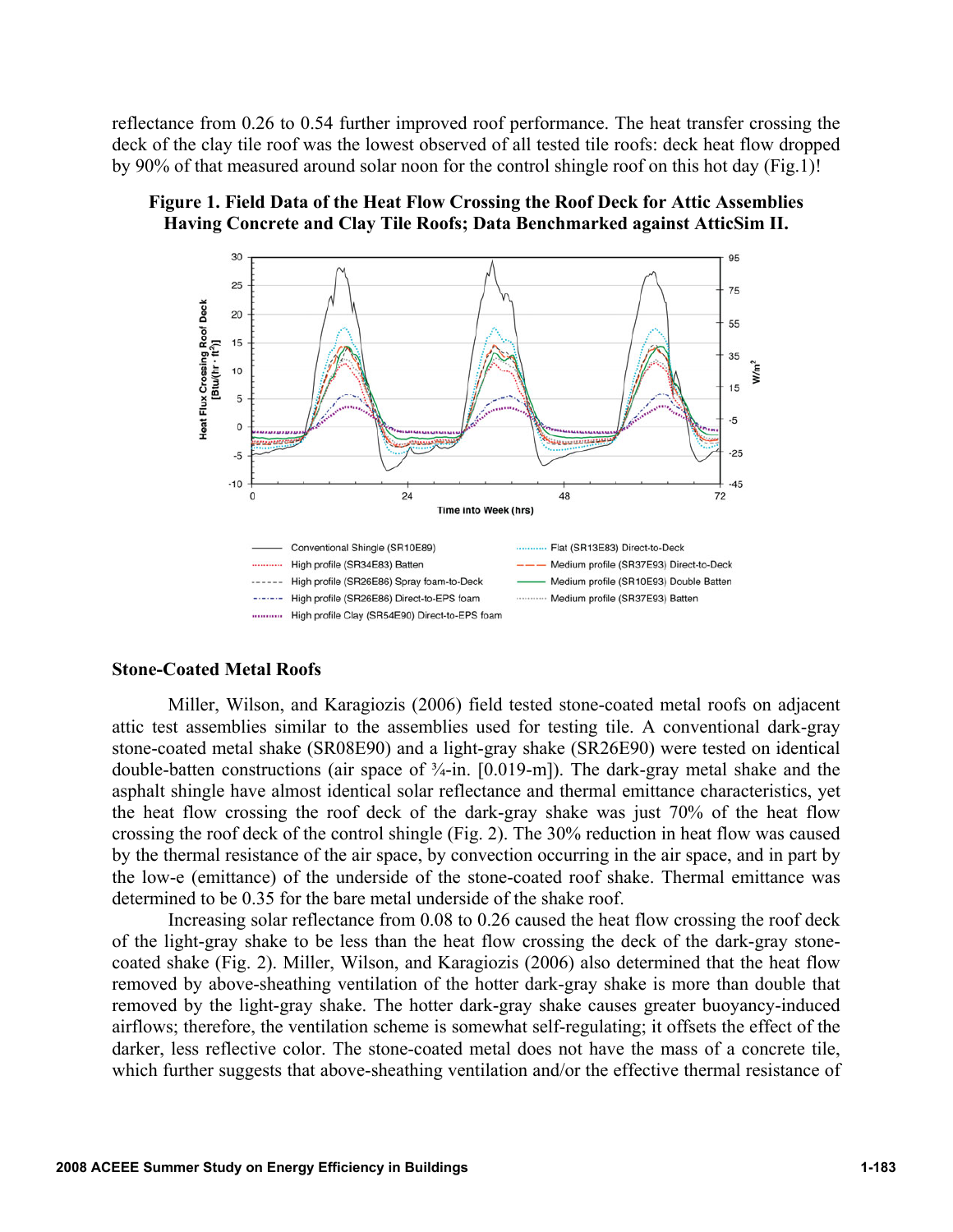reflectance from 0.26 to 0.54 further improved roof performance. The heat transfer crossing the deck of the clay tile roof was the lowest observed of all tested tile roofs: deck heat flow dropped by 90% of that measured around solar noon for the control shingle roof on this hot day (Fig.1)!

**Figure 1. Field Data of the Heat Flow Crossing the Roof Deck for Attic Assemblies Having Concrete and Clay Tile Roofs; Data Benchmarked against AtticSim II.**

## Stone-Coated Metal Roofs

Miller, Wilson, and Karagiozis (2006) field tested stone-coated metal roofs on adjacent attic test assemblies similar to the assemblies used for testing tile. A conventional dark-gray stone-coated metal shake (SR08E90) and a light-gray shake (SR26E90) were tested on identical double-batten constructions (air space of ¾-in. [0.019-m]). The dark-gray metal shake and the asphalt shingle have almost identical solar reflectance and thermal emittance characteristics, yet the heat flow crossing the roof deck of the dark-gray shake was just 70% of the heat flow crossing the roof deck of the control shingle (Fig. 2). The 30% reduction in heat flow was caused by the thermal resistance of the air space, by convection occurring in the air space, and in part by the low-e (emittance) of the underside of the stone-coated roof shake. Thermal emittance was determined to be 0.35 for the bare metal underside of the shake roof.

Increasing solar reflectance from 0.08 to 0.26 caused the heat flow crossing the roof deck of the light-gray shake to be less than the heat flow crossing the deck of the dark-gray stone-coated shake (Fig. 2). Miller, Wilson, and Karagiozis (2006) also determined that the heat flow removed by above-sheathing ventilation of the hotter dark-gray shake is more than double that removed by the light-gray shake. The hotter dark-gray shake causes greater buoyancy-induced airflows; therefore, the ventilation scheme is somewhat self-regulating; it offsets the effect of the darker, less reflective color. The stone-coated metal does not have the mass of a concrete tile, which further suggests that above-sheathing ventilation and/or the effective thermal resistance of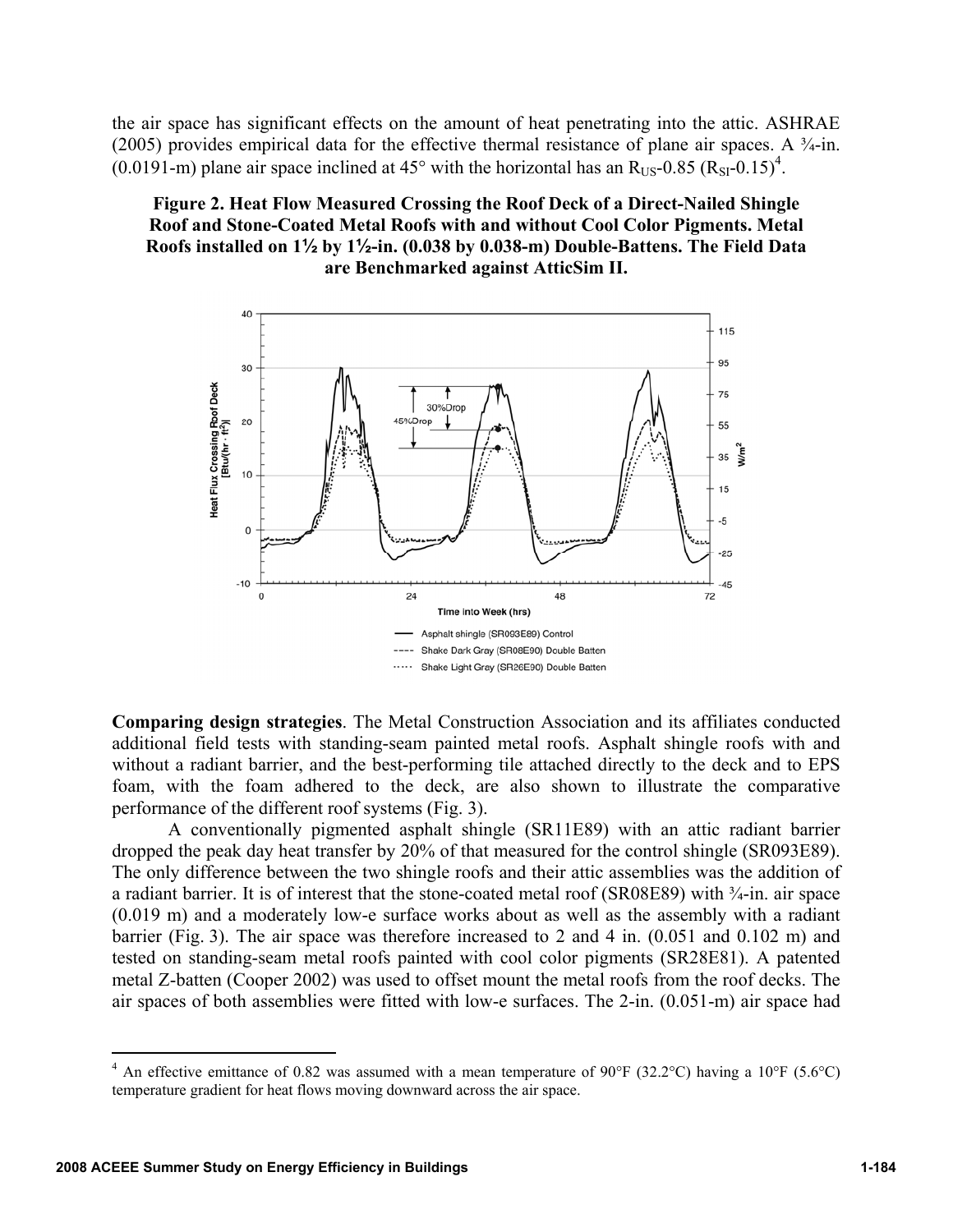the air space has significant effects on the amount of heat penetrating into the attic. ASHRAE (2005) provides empirical data for the effective thermal resistance of plane air spaces. A ¾-in. (0.0191-m) plane air space inclined at 45° with the horizontal has an $R_{US}$-0.85 ($R_{SI}$-0.15)[4].

**Figure 2. Heat Flow Measured Crossing the Roof Deck of a Direct-Nailed Shingle Roof and Stone-Coated Metal Roofs with and without Cool Color Pigments. Metal Roofs installed on 1½ by 1½-in. (0.038 by 0.038-m) Double-Battens. The Field Data are Benchmarked against AtticSim II.**

**Comparing design strategies**. The Metal Construction Association and its affiliates conducted additional field tests with standing-seam painted metal roofs. Asphalt shingle roofs with and without a radiant barrier, and the best-performing tile attached directly to the deck and to EPS foam, with the foam adhered to the deck, are also shown to illustrate the comparative performance of the different roof systems (Fig. 3).

A conventionally pigmented asphalt shingle (SR11E89) with an attic radiant barrier dropped the peak day heat transfer by 20% of that measured for the control shingle (SR093E89). The only difference between the two shingle roofs and their attic assemblies was the addition of a radiant barrier. It is of interest that the stone-coated metal roof (SR08E89) with ¾-in. air space (0.019 m) and a moderately low-e surface works about as well as the assembly with a radiant barrier (Fig. 3). The air space was therefore increased to 2 and 4 in. (0.051 and 0.102 m) and tested on standing-seam metal roofs painted with cool color pigments (SR28E81). A patented metal Z-batten (Cooper 2002) was used to offset mount the metal roofs from the roof decks. The air spaces of both assemblies were fitted with low-e surfaces. The 2-in. (0.051-m) air space had

[4] An effective emittance of 0.82 was assumed with a mean temperature of 90°F (32.2°C) having a 10°F (5.6°C) temperature gradient for heat flows moving downward across the air space.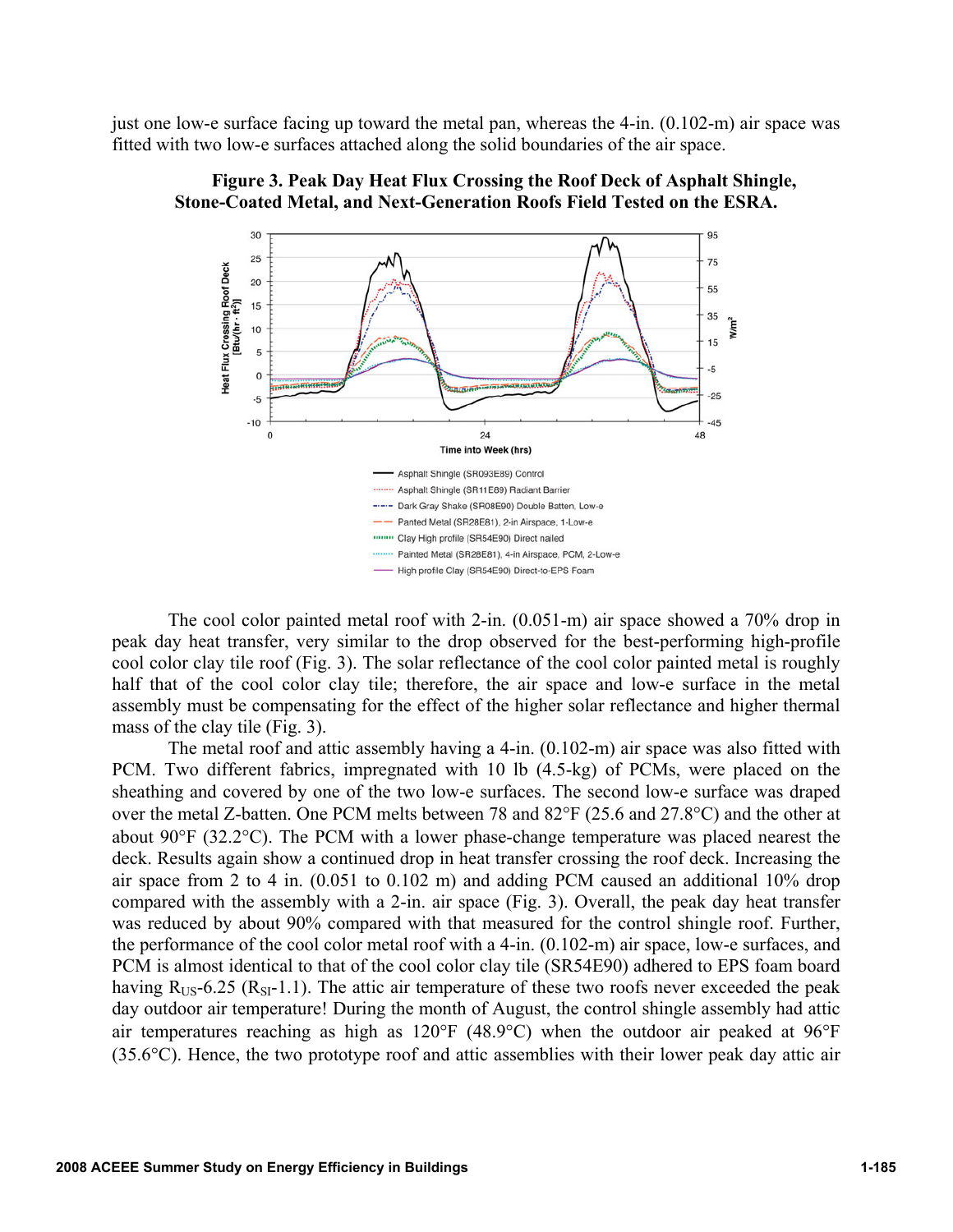just one low-e surface facing up toward the metal pan, whereas the 4-in. (0.102-m) air space was fitted with two low-e surfaces attached along the solid boundaries of the air space.

**Figure 3. Peak Day Heat Flux Crossing the Roof Deck of Asphalt Shingle, Stone-Coated Metal, and Next-Generation Roofs Field Tested on the ESRA.**

The cool color painted metal roof with 2-in. (0.051-m) air space showed a 70% drop in peak day heat transfer, very similar to the drop observed for the best-performing high-profile cool color clay tile roof (Fig. 3). The solar reflectance of the cool color painted metal is roughly half that of the cool color clay tile; therefore, the air space and low-e surface in the metal assembly must be compensating for the effect of the higher solar reflectance and higher thermal mass of the clay tile (Fig. 3).

The metal roof and attic assembly having a 4-in. (0.102-m) air space was also fitted with PCM. Two different fabrics, impregnated with 10 lb (4.5-kg) of PCMs, were placed on the sheathing and covered by one of the two low-e surfaces. The second low-e surface was draped over the metal Z-batten. One PCM melts between 78 and 82°F (25.6 and 27.8°C) and the other at about 90°F (32.2°C). The PCM with a lower phase-change temperature was placed nearest the deck. Results again show a continued drop in heat transfer crossing the roof deck. Increasing the air space from 2 to 4 in. (0.051 to 0.102 m) and adding PCM caused an additional 10% drop compared with the assembly with a 2-in. air space (Fig. 3). Overall, the peak day heat transfer was reduced by about 90% compared with that measured for the control shingle roof. Further, the performance of the cool color metal roof with a 4-in. (0.102-m) air space, low-e surfaces, and PCM is almost identical to that of the cool color clay tile (SR54E90) adhered to EPS foam board having $R_{US}$-6.25 ($R_{SI}$-1.1). The attic air temperature of these two roofs never exceeded the peak day outdoor air temperature! During the month of August, the control shingle assembly had attic air temperatures reaching as high as 120°F (48.9°C) when the outdoor air peaked at 96°F (35.6°C). Hence, the two prototype roof and attic assemblies with their lower peak day attic air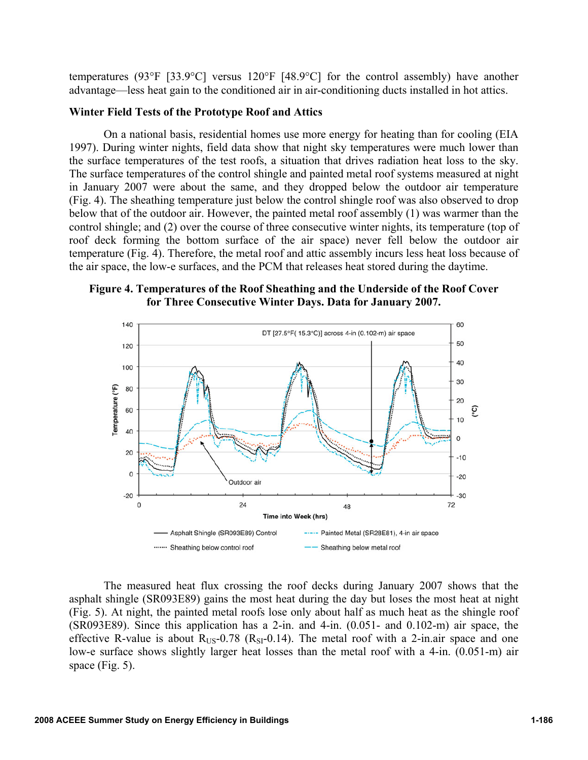temperatures (93°F [33.9°C] versus 120°F [48.9°C] for the control assembly) have another advantage—less heat gain to the conditioned air in air-conditioning ducts installed in hot attics.

### Winter Field Tests of the Prototype Roof and Attics

On a national basis, residential homes use more energy for heating than for cooling (EIA 1997). During winter nights, field data show that night sky temperatures were much lower than the surface temperatures of the test roofs, a situation that drives radiation heat loss to the sky. The surface temperatures of the control shingle and painted metal roof systems measured at night in January 2007 were about the same, and they dropped below the outdoor air temperature (Fig. 4). The sheathing temperature just below the control shingle roof was also observed to drop below that of the outdoor air. However, the painted metal roof assembly (1) was warmer than the control shingle; and (2) over the course of three consecutive winter nights, its temperature (top of roof deck forming the bottom surface of the air space) never fell below the outdoor air temperature (Fig. 4). Therefore, the metal roof and attic assembly incurs less heat loss because of the air space, the low-e surfaces, and the PCM that releases heat stored during the daytime.

**Figure 4. Temperatures of the Roof Sheathing and the Underside of the Roof Cover for Three Consecutive Winter Days. Data for January 2007.**

The measured heat flux crossing the roof decks during January 2007 shows that the asphalt shingle (SR093E89) gains the most heat during the day but loses the most heat at night (Fig. 5). At night, the painted metal roofs lose only about half as much heat as the shingle roof (SR093E89). Since this application has a 2-in. and 4-in. (0.051- and 0.102-m) air space, the effective R-value is about $R_{US}$-0.78 ($R_{SI}$-0.14). The metal roof with a 2-in.air space and one low-e surface shows slightly larger heat losses than the metal roof with a 4-in. (0.051-m) air space (Fig. 5).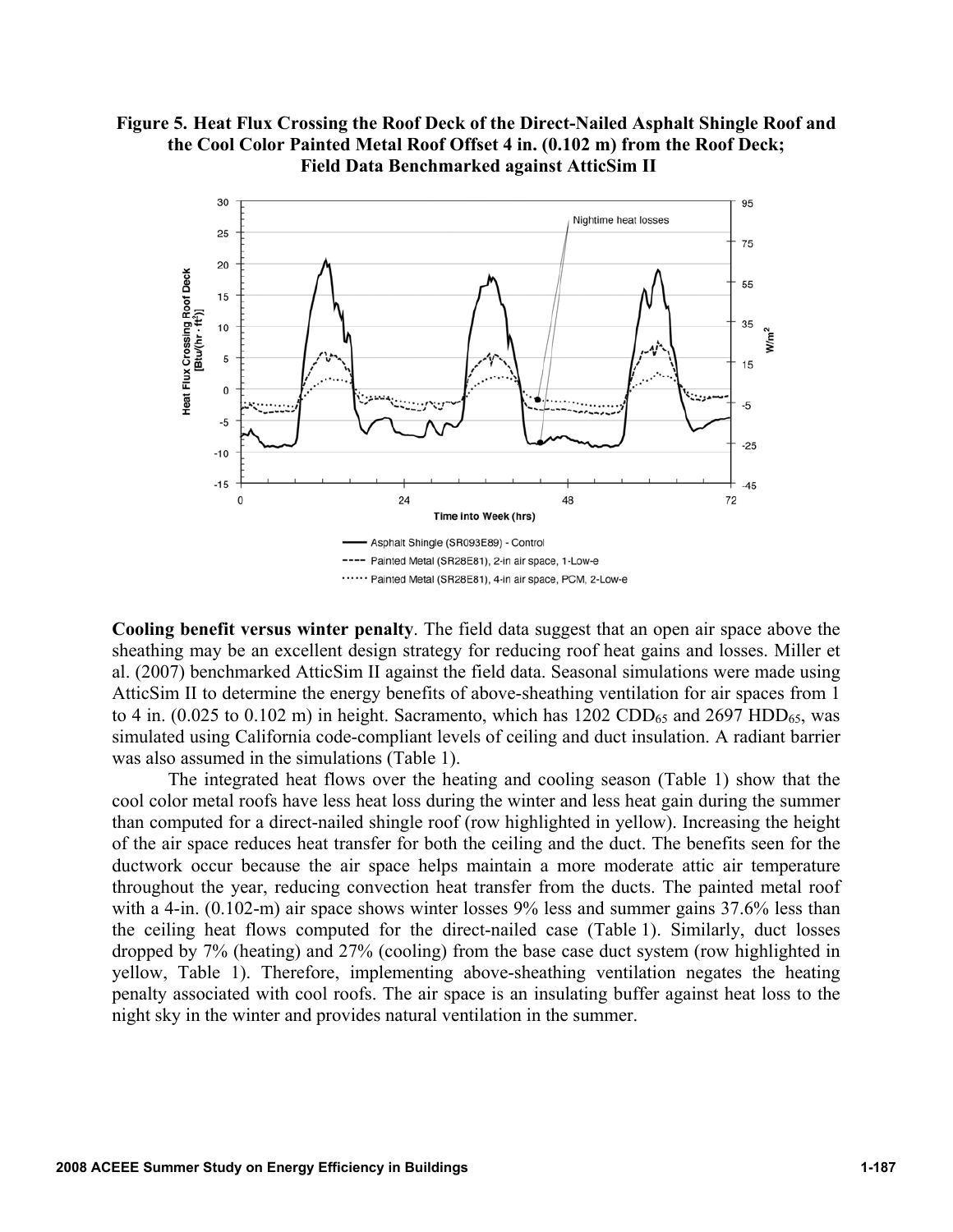**Figure 5. Heat Flux Crossing the Roof Deck of the Direct-Nailed Asphalt Shingle Roof and the Cool Color Painted Metal Roof Offset 4 in. (0.102 m) from the Roof Deck; Field Data Benchmarked against AtticSim II**

**Cooling benefit versus winter penalty**. The field data suggest that an open air space above the sheathing may be an excellent design strategy for reducing roof heat gains and losses. Miller et al. (2007) benchmarked AtticSim II against the field data. Seasonal simulations were made using AtticSim II to determine the energy benefits of above-sheathing ventilation for air spaces from 1 to 4 in. (0.025 to 0.102 m) in height. Sacramento, which has 1202 $CDD_{65}$ and 2697 $HDD_{65}$, was simulated using California code-compliant levels of ceiling and duct insulation. A radiant barrier was also assumed in the simulations (Table 1).

The integrated heat flows over the heating and cooling season (Table 1) show that the cool color metal roofs have less heat loss during the winter and less heat gain during the summer than computed for a direct-nailed shingle roof (row highlighted in yellow). Increasing the height of the air space reduces heat transfer for both the ceiling and the duct. The benefits seen for the ductwork occur because the air space helps maintain a more moderate attic air temperature throughout the year, reducing convection heat transfer from the ducts. The painted metal roof with a 4-in. (0.102-m) air space shows winter losses 9% less and summer gains 37.6% less than the ceiling heat flows computed for the direct-nailed case (Table 1). Similarly, duct losses dropped by 7% (heating) and 27% (cooling) from the base case duct system (row highlighted in yellow, Table 1). Therefore, implementing above-sheathing ventilation negates the heating penalty associated with cool roofs. The air space is an insulating buffer against heat loss to the night sky in the winter and provides natural ventilation in the summer.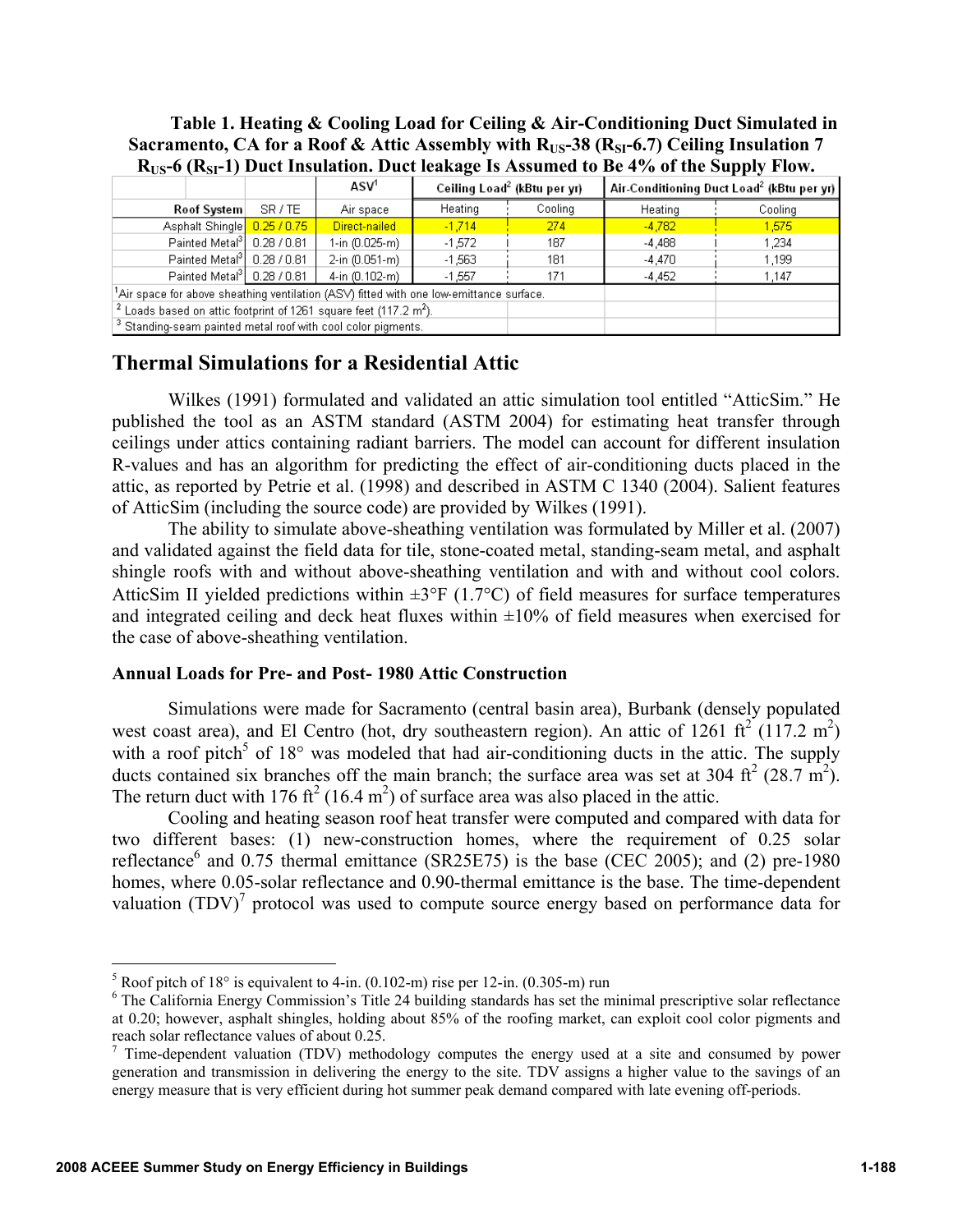**Table 1. Heating & Cooling Load for Ceiling & Air-Conditioning Duct Simulated in Sacramento, CA for a Roof & Attic Assembly with $R_{US}$-38 ($R_{SI}$-6.7) Ceiling Insulation 7 $R_{US}$-6 ($R_{SI}$-1) Duct Insulation. Duct leakage Is Assumed to Be 4% of the Supply Flow.**

| | | ASV[1] | Ceiling Load[2] (kBtu per yr) | | Air-Conditioning Duct Load[2] (kBtu per yr) | |
|---|---|---|---|---|---|---|
| Roof System | SR / TE | Air space | Heating | Cooling | Heating | Cooling |
| Asphalt Shingle | 0.25 / 0.75 | Direct-nailed | -1,714 | 274 | -4,782 | 1,575 |
| Painted Metal[3] | 0.28 / 0.81 | 1-in (0.025-m) | -1,572 | 187 | -4,488 | 1,234 |
| Painted Metal[3] | 0.28 / 0.81 | 2-in (0.051-m) | -1,563 | 181 | -4,470 | 1,199 |
| Painted Metal[3] | 0.28 / 0.81 | 4-in (0.102-m) | -1,557 | 171 | -4,452 | 1,147 |

[1]Air space for above sheathing ventilation (ASV) fitted with one low-emittance surface.
[2] Loads based on attic footprint of 1261 square feet (117.2 m²).
[3] Standing-seam painted metal roof with cool color pigments.

## Thermal Simulations for a Residential Attic

Wilkes (1991) formulated and validated an attic simulation tool entitled "AtticSim." He published the tool as an ASTM standard (ASTM 2004) for estimating heat transfer through ceilings under attics containing radiant barriers. The model can account for different insulation R-values and has an algorithm for predicting the effect of air-conditioning ducts placed in the attic, as reported by Petrie et al. (1998) and described in ASTM C 1340 (2004). Salient features of AtticSim (including the source code) are provided by Wilkes (1991).

The ability to simulate above-sheathing ventilation was formulated by Miller et al. (2007) and validated against the field data for tile, stone-coated metal, standing-seam metal, and asphalt shingle roofs with and without above-sheathing ventilation and with and without cool colors. AtticSim II yielded predictions within ±3°F (1.7°C) of field measures for surface temperatures and integrated ceiling and deck heat fluxes within ±10% of field measures when exercised for the case of above-sheathing ventilation.

### Annual Loads for Pre- and Post- 1980 Attic Construction

Simulations were made for Sacramento (central basin area), Burbank (densely populated west coast area), and El Centro (hot, dry southeastern region). An attic of 1261 ft² (117.2 m²) with a roof pitch[5] of 18° was modeled that had air-conditioning ducts in the attic. The supply ducts contained six branches off the main branch; the surface area was set at 304 ft² (28.7 m²). The return duct with 176 ft² (16.4 m²) of surface area was also placed in the attic.

Cooling and heating season roof heat transfer were computed and compared with data for two different bases: (1) new-construction homes, where the requirement of 0.25 solar reflectance[6] and 0.75 thermal emittance (SR25E75) is the base (CEC 2005); and (2) pre-1980 homes, where 0.05-solar reflectance and 0.90-thermal emittance is the base. The time-dependent valuation (TDV)[7] protocol was used to compute source energy based on performance data for

[5] Roof pitch of 18° is equivalent to 4-in. (0.102-m) rise per 12-in. (0.305-m) run

[6] The California Energy Commission's Title 24 building standards has set the minimal prescriptive solar reflectance at 0.20; however, asphalt shingles, holding about 85% of the roofing market, can exploit cool color pigments and reach solar reflectance values of about 0.25.

[7] Time-dependent valuation (TDV) methodology computes the energy used at a site and consumed by power generation and transmission in delivering the energy to the site. TDV assigns a higher value to the savings of an energy measure that is very efficient during hot summer peak demand compared with late evening off-periods.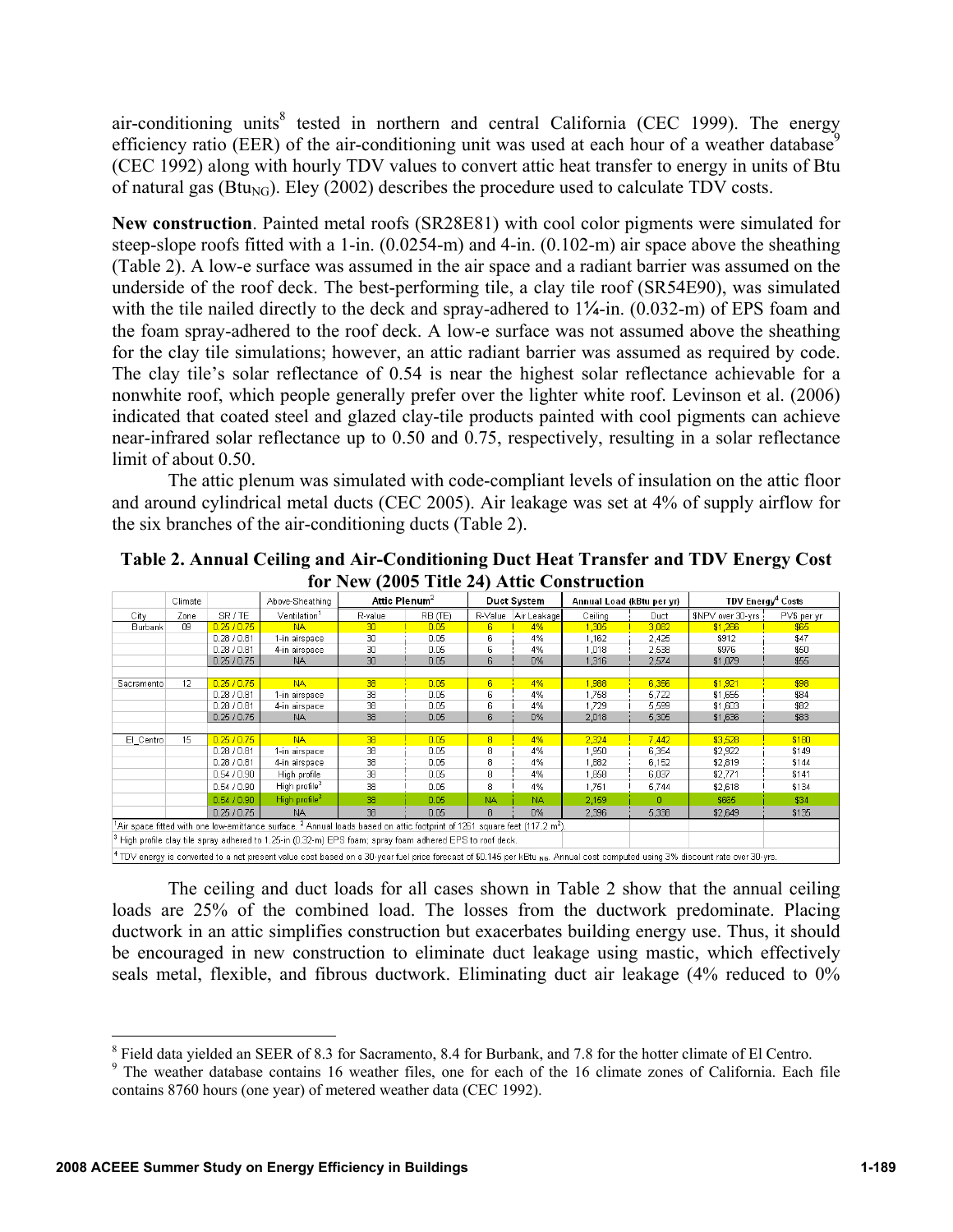air-conditioning units[8] tested in northern and central California (CEC 1999). The energy efficiency ratio (EER) of the air-conditioning unit was used at each hour of a weather database[9] (CEC 1992) along with hourly TDV values to convert attic heat transfer to energy in units of Btu of natural gas ($Btu_{NG}$). Eley (2002) describes the procedure used to calculate TDV costs.

**New construction**. Painted metal roofs (SR28E81) with cool color pigments were simulated for steep-slope roofs fitted with a 1-in. (0.0254-m) and 4-in. (0.102-m) air space above the sheathing (Table 2). A low-e surface was assumed in the air space and a radiant barrier was assumed on the underside of the roof deck. The best-performing tile, a clay tile roof (SR54E90), was simulated with the tile nailed directly to the deck and spray-adhered to 1¼-in. (0.032-m) of EPS foam and the foam spray-adhered to the roof deck. A low-e surface was not assumed above the sheathing for the clay tile simulations; however, an attic radiant barrier was assumed as required by code. The clay tile's solar reflectance of 0.54 is near the highest solar reflectance achievable for a nonwhite roof, which people generally prefer over the lighter white roof. Levinson et al. (2006) indicated that coated steel and glazed clay-tile products painted with cool pigments can achieve near-infrared solar reflectance up to 0.50 and 0.75, respectively, resulting in a solar reflectance limit of about 0.50.

The attic plenum was simulated with code-compliant levels of insulation on the attic floor and around cylindrical metal ducts (CEC 2005). Air leakage was set at 4% of supply airflow for the six branches of the air-conditioning ducts (Table 2).

**Table 2. Annual Ceiling and Air-Conditioning Duct Heat Transfer and TDV Energy Cost for New (2005 Title 24) Attic Construction**

| | Climate | | Above-Sheathing | Attic Plenum[2] | | Duct System | | Annual Load (kBtu per yr) | | TDV Energy[4] Costs | |
|---|---|---|---|---|---|---|---|---|---|---|---|
| City | Zone | SR / TE | Ventilation[1] | R-value | RB (TE) | R-Value | Air Leakage | Ceiling | Duct | $NPV over 30-yrs | PV$ per yr |
| Burbank | 09 | 0.25 / 0.75 | NA | 30 | 0.05 | 6 | 4% | 1,305 | 3,082 | $1,266 | $65 |
| | | 0.28 / 0.81 | 1-in airspace | 30 | 0.05 | 6 | 4% | 1,162 | 2,425 | $912 | $47 |
| | | 0.28 / 0.81 | 4-in airspace | 30 | 0.05 | 6 | 4% | 1,018 | 2,538 | $976 | $50 |
| | | 0.25 / 0.75 | NA | 30 | 0.05 | 6 | 0% | 1,316 | 2,574 | $1,079 | $55 |
| | | | | | | | | | | | |
| Sacramento | 12 | 0.25 / 0.75 | NA | 38 | 0.05 | 6 | 4% | 1,988 | 6,356 | $1,921 | $98 |
| | | 0.28 / 0.81 | 1-in airspace | 38 | 0.05 | 6 | 4% | 1,758 | 5,722 | $1,655 | $84 |
| | | 0.28 / 0.81 | 4-in airspace | 38 | 0.05 | 6 | 4% | 1,729 | 5,599 | $1,603 | $82 |
| | | 0.25 / 0.75 | NA | 38 | 0.05 | 6 | 0% | 2,018 | 5,305 | $1,636 | $83 |
| | | | | | | | | | | | |
| El_Centro | 15 | 0.25 / 0.75 | NA | 38 | 0.05 | 8 | 4% | 2,324 | 7,442 | $3,528 | $180 |
| | | 0.28 / 0.81 | 1-in airspace | 38 | 0.05 | 8 | 4% | 1,950 | 6,354 | $2,922 | $149 |
| | | 0.28 / 0.81 | 4-in airspace | 38 | 0.05 | 8 | 4% | 1,882 | 6,152 | $2,819 | $144 |
| | | 0.54 / 0.90 | High profile | 38 | 0.05 | 8 | 4% | 1,858 | 6,037 | $2,771 | $141 |
| | | 0.54 / 0.90 | High profile[3] | 38 | 0.05 | 8 | 4% | 1,751 | 5,744 | $2,618 | $134 |
| | | 0.54 / 0.90 | High profile[3] | 38 | 0.05 | NA | NA | 2,159 | 0 | $665 | $34 |
| | | 0.25 / 0.75 | NA | 38 | 0.05 | 8 | 0% | 2,396 | 5,338 | $2,649 | $135 |

[1]Air space fitted with one low-emittance surface. [2] Annual loads based on attic footprint of 1261 square feet (117.2 m²).
[3] High profile clay tile spray adhered to 1.25-in (0.32-m) EPS foam; spray foam adhered EPS to roof deck.
[4] TDV energy is converted to a net present value cost based on a 30-year fuel price forecast of \$0.145 per $kBtu_{NG}$. Annual cost computed using 3% discount rate over 30-yrs.

The ceiling and duct loads for all cases shown in Table 2 show that the annual ceiling loads are 25% of the combined load. The losses from the ductwork predominate. Placing ductwork in an attic simplifies construction but exacerbates building energy use. Thus, it should be encouraged in new construction to eliminate duct leakage using mastic, which effectively seals metal, flexible, and fibrous ductwork. Eliminating duct air leakage (4% reduced to 0%

[8] Field data yielded an SEER of 8.3 for Sacramento, 8.4 for Burbank, and 7.8 for the hotter climate of El Centro.

[9] The weather database contains 16 weather files, one for each of the 16 climate zones of California. Each file contains 8760 hours (one year) of metered weather data (CEC 1992).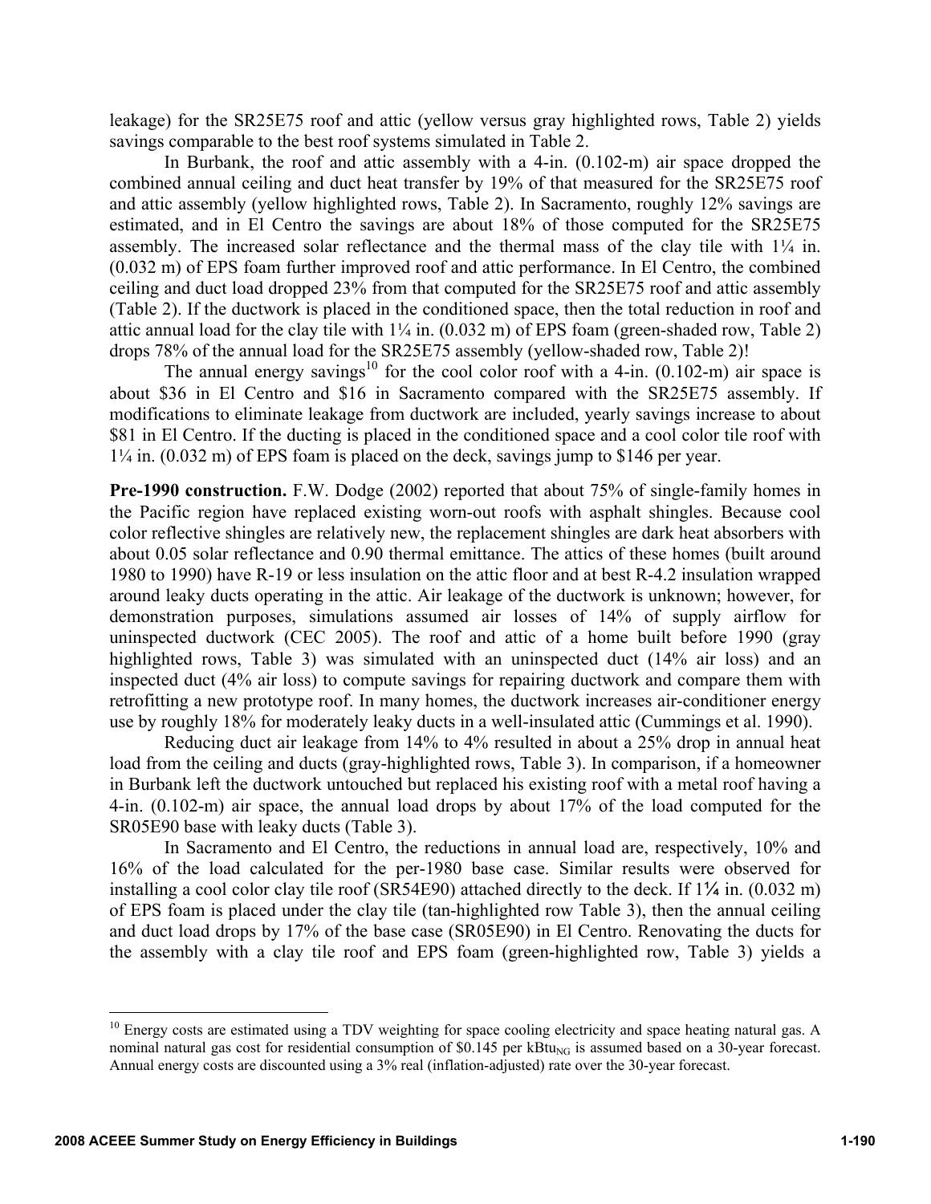leakage) for the SR25E75 roof and attic (yellow versus gray highlighted rows, Table 2) yields savings comparable to the best roof systems simulated in Table 2.

In Burbank, the roof and attic assembly with a 4-in. (0.102-m) air space dropped the combined annual ceiling and duct heat transfer by 19% of that measured for the SR25E75 roof and attic assembly (yellow highlighted rows, Table 2). In Sacramento, roughly 12% savings are estimated, and in El Centro the savings are about 18% of those computed for the SR25E75 assembly. The increased solar reflectance and the thermal mass of the clay tile with 1¼ in. (0.032 m) of EPS foam further improved roof and attic performance. In El Centro, the combined ceiling and duct load dropped 23% from that computed for the SR25E75 roof and attic assembly (Table 2). If the ductwork is placed in the conditioned space, then the total reduction in roof and attic annual load for the clay tile with 1¼ in. (0.032 m) of EPS foam (green-shaded row, Table 2) drops 78% of the annual load for the SR25E75 assembly (yellow-shaded row, Table 2)!

The annual energy savings[10] for the cool color roof with a 4-in. (0.102-m) air space is about $36 in El Centro and $16 in Sacramento compared with the SR25E75 assembly. If modifications to eliminate leakage from ductwork are included, yearly savings increase to about $81 in El Centro. If the ducting is placed in the conditioned space and a cool color tile roof with 1¼ in. (0.032 m) of EPS foam is placed on the deck, savings jump to $146 per year.

**Pre-1990 construction.** F.W. Dodge (2002) reported that about 75% of single-family homes in the Pacific region have replaced existing worn-out roofs with asphalt shingles. Because cool color reflective shingles are relatively new, the replacement shingles are dark heat absorbers with about 0.05 solar reflectance and 0.90 thermal emittance. The attics of these homes (built around 1980 to 1990) have R-19 or less insulation on the attic floor and at best R-4.2 insulation wrapped around leaky ducts operating in the attic. Air leakage of the ductwork is unknown; however, for demonstration purposes, simulations assumed air losses of 14% of supply airflow for uninspected ductwork (CEC 2005). The roof and attic of a home built before 1990 (gray highlighted rows, Table 3) was simulated with an uninspected duct (14% air loss) and an inspected duct (4% air loss) to compute savings for repairing ductwork and compare them with retrofitting a new prototype roof. In many homes, the ductwork increases air-conditioner energy use by roughly 18% for moderately leaky ducts in a well-insulated attic (Cummings et al. 1990).

Reducing duct air leakage from 14% to 4% resulted in about a 25% drop in annual heat load from the ceiling and ducts (gray-highlighted rows, Table 3). In comparison, if a homeowner in Burbank left the ductwork untouched but replaced his existing roof with a metal roof having a 4-in. (0.102-m) air space, the annual load drops by about 17% of the load computed for the SR05E90 base with leaky ducts (Table 3).

In Sacramento and El Centro, the reductions in annual load are, respectively, 10% and 16% of the load calculated for the per-1980 base case. Similar results were observed for installing a cool color clay tile roof (SR54E90) attached directly to the deck. If 1¼ in. (0.032 m) of EPS foam is placed under the clay tile (tan-highlighted row Table 3), then the annual ceiling and duct load drops by 17% of the base case (SR05E90) in El Centro. Renovating the ducts for the assembly with a clay tile roof and EPS foam (green-highlighted row, Table 3) yields a

---

[10] Energy costs are estimated using a TDV weighting for space cooling electricity and space heating natural gas. A nominal natural gas cost for residential consumption of $0.145 per $kBtu_{NG}$ is assumed based on a 30-year forecast. Annual energy costs are discounted using a 3% real (inflation-adjusted) rate over the 30-year forecast.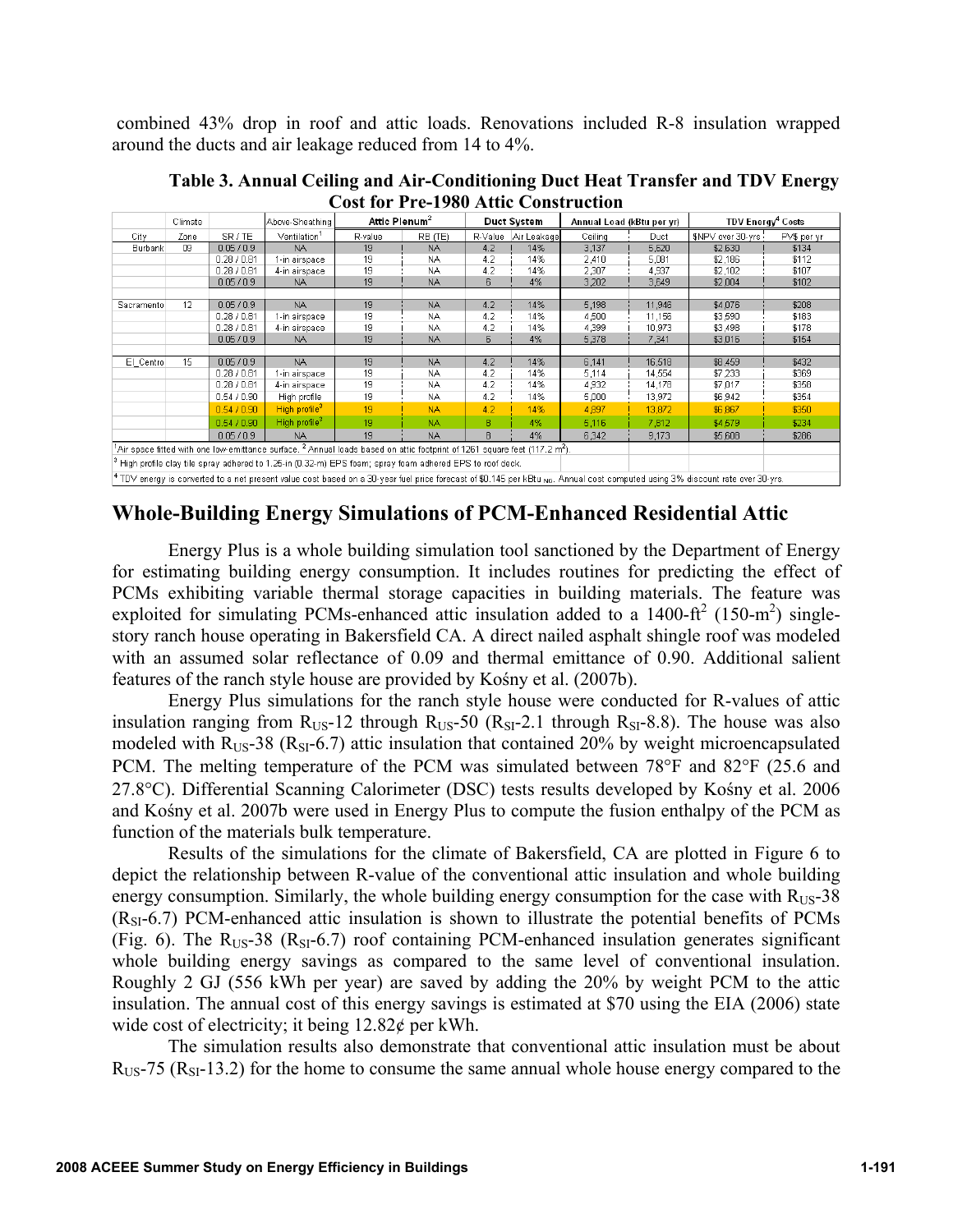combined 43% drop in roof and attic loads. Renovations included R-8 insulation wrapped around the ducts and air leakage reduced from 14 to 4%.

**Table 3. Annual Ceiling and Air-Conditioning Duct Heat Transfer and TDV Energy Cost for Pre-1980 Attic Construction**

| | Climate | | Above-Sheathing | Attic Plenum[2] | | Duct System | | Annual Load (kBtu per yr) | | TDV Energy[4] Costs | |
|---|---|---|---|---|---|---|---|---|---|---|---|
| City | Zone | SR / TE | Ventilation[1] | R-value | RB (TE) | R-Value | Air Leakage | Ceiling | Duct | $NPV over 30-yrs | PV$ per yr |
| Burbank | 09 | 0.05 / 0.9 | NA | 19 | NA | 4.2 | 14% | 3,137 | 5,620 | $2,630 | $134 |
| | | 0.28 / 0.81 | 1-in airspace | 19 | NA | 4.2 | 14% | 2,410 | 5,081 | $2,186 | $112 |
| | | 0.28 / 0.81 | 4-in airspace | 19 | NA | 4.2 | 14% | 2,307 | 4,937 | $2,102 | $107 |
| | | 0.05 / 0.9 | NA | 19 | NA | 6 | 4% | 3,202 | 3,649 | $2,004 | $102 |
| | | | | | | | | | | | |
| Sacramento | 12 | 0.05 / 0.9 | NA | 19 | NA | 4.2 | 14% | 5,198 | 11,946 | $4,076 | $208 |
| | | 0.28 / 0.81 | 1-in airspace | 19 | NA | 4.2 | 14% | 4,500 | 11,156 | $3,590 | $183 |
| | | 0.28 / 0.81 | 4-in airspace | 19 | NA | 4.2 | 14% | 4,399 | 10,973 | $3,498 | $178 |
| | | 0.05 / 0.9 | NA | 19 | NA | 6 | 4% | 5,378 | 7,341 | $3,016 | $154 |
| | | | | | | | | | | | |
| El_Centro | 15 | 0.05 / 0.9 | NA | 19 | NA | 4.2 | 14% | 6,141 | 16,518 | $8,459 | $432 |
| | | 0.28 / 0.81 | 1-in airspace | 19 | NA | 4.2 | 14% | 5,114 | 14,554 | $7,233 | $369 |
| | | 0.28 / 0.81 | 4-in airspace | 19 | NA | 4.2 | 14% | 4,932 | 14,178 | $7,017 | $358 |
| | | 0.54 / 0.90 | High profile | 19 | NA | 4.2 | 14% | 5,000 | 13,972 | $6,942 | $354 |
| | | 0.54 / 0.90 | High profile[3] | 19 | NA | 4.2 | 14% | 4,897 | 13,872 | $6,867 | $350 |
| | | 0.54 / 0.90 | High profile[3] | 19 | NA | 8 | 4% | 5,116 | 7,812 | $4,579 | $234 |
| | | 0.05 / 0.9 | NA | 19 | NA | 8 | 4% | 6,342 | 9,173 | $5,608 | $286 |

[1] Air space fitted with one low-emittance surface. [2] Annual loads based on attic footprint of 1261 square feet (117.2 $m^2$).

[3] High profile clay tile spray adhered to 1.25-in (0.32-m) EPS foam; spray foam adhered EPS to roof deck.

[4] TDV energy is converted to a net present value cost based on a 30-year fuel price forecast of $0.145 per $kBtu_{NG}$. Annual cost computed using 3% discount rate over 30-yrs.

## Whole-Building Energy Simulations of PCM-Enhanced Residential Attic

Energy Plus is a whole building simulation tool sanctioned by the Department of Energy for estimating building energy consumption. It includes routines for predicting the effect of PCMs exhibiting variable thermal storage capacities in building materials. The feature was exploited for simulating PCMs-enhanced attic insulation added to a 1400-$ft^2$ (150-$m^2$) single-story ranch house operating in Bakersfield CA. A direct nailed asphalt shingle roof was modeled with an assumed solar reflectance of 0.09 and thermal emittance of 0.90. Additional salient features of the ranch style house are provided by Kośny et al. (2007b).

Energy Plus simulations for the ranch style house were conducted for R-values of attic insulation ranging from $R_{US}$-12 through $R_{US}$-50 ($R_{SI}$-2.1 through $R_{SI}$-8.8). The house was also modeled with $R_{US}$-38 ($R_{SI}$-6.7) attic insulation that contained 20% by weight microencapsulated PCM. The melting temperature of the PCM was simulated between 78°F and 82°F (25.6 and 27.8°C). Differential Scanning Calorimeter (DSC) tests results developed by Kośny et al. 2006 and Kośny et al. 2007b were used in Energy Plus to compute the fusion enthalpy of the PCM as function of the materials bulk temperature.

Results of the simulations for the climate of Bakersfield, CA are plotted in Figure 6 to depict the relationship between R-value of the conventional attic insulation and whole building energy consumption. Similarly, the whole building energy consumption for the case with $R_{US}$-38 ($R_{SI}$-6.7) PCM-enhanced attic insulation is shown to illustrate the potential benefits of PCMs (Fig. 6). The $R_{US}$-38 ($R_{SI}$-6.7) roof containing PCM-enhanced insulation generates significant whole building energy savings as compared to the same level of conventional insulation. Roughly 2 GJ (556 kWh per year) are saved by adding the 20% by weight PCM to the attic insulation. The annual cost of this energy savings is estimated at $70 using the EIA (2006) state wide cost of electricity; it being 12.82¢ per kWh.

The simulation results also demonstrate that conventional attic insulation must be about $R_{US}$-75 ($R_{SI}$-13.2) for the home to consume the same annual whole house energy compared to the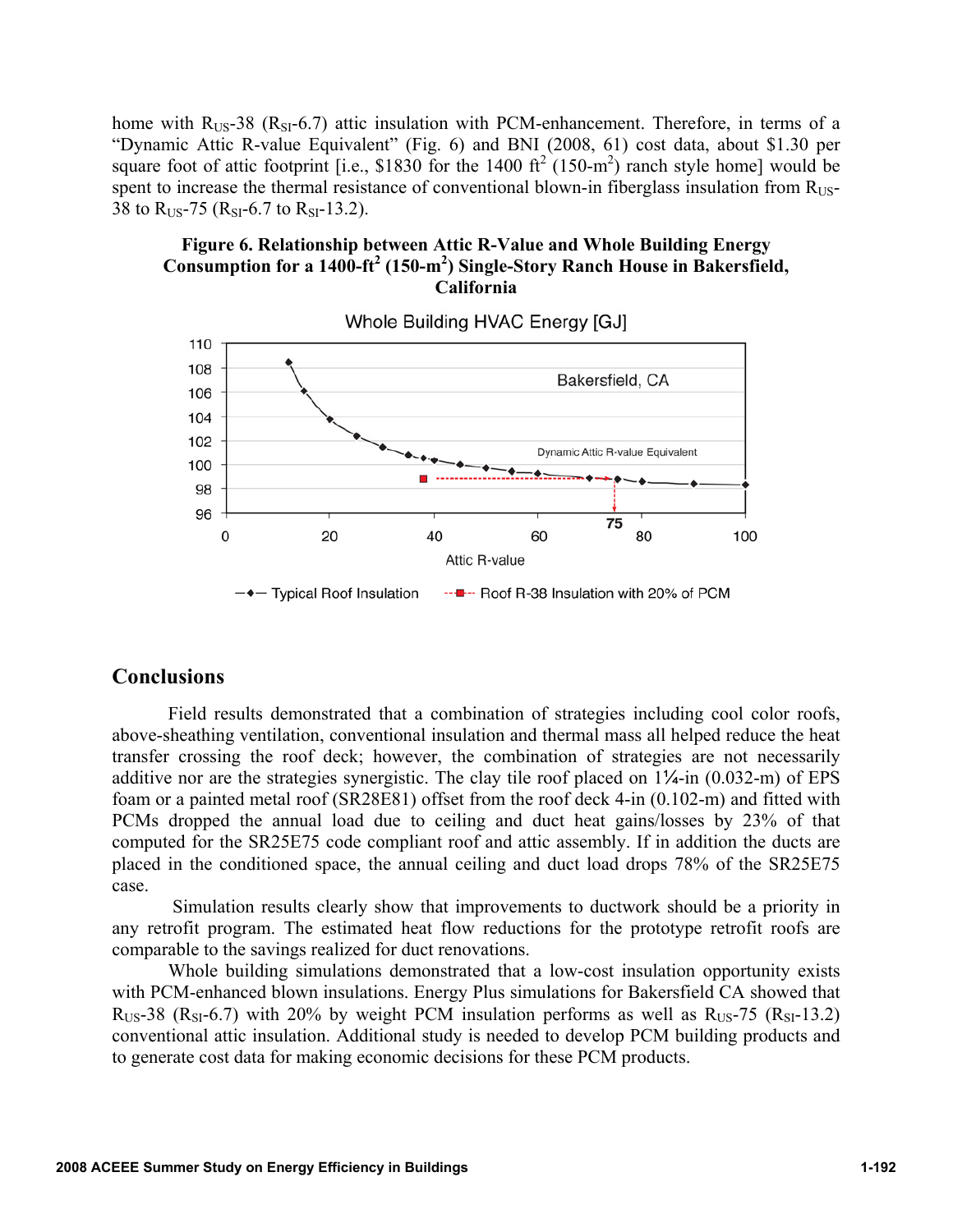home with $R_{US}$-38 ($R_{SI}$-6.7) attic insulation with PCM-enhancement. Therefore, in terms of a "Dynamic Attic R-value Equivalent" (Fig. 6) and BNI (2008, 61) cost data, about $1.30 per square foot of attic footprint [i.e., $1830 for the 1400 ft$^2$ (150-m$^2$) ranch style home] would be spent to increase the thermal resistance of conventional blown-in fiberglass insulation from $R_{US}$-38 to $R_{US}$-75 ($R_{SI}$-6.7 to $R_{SI}$-13.2).

**Figure 6. Relationship between Attic R-Value and Whole Building Energy Consumption for a 1400-ft$^2$ (150-m$^2$) Single-Story Ranch House in Bakersfield, California**

## Conclusions

Field results demonstrated that a combination of strategies including cool color roofs, above-sheathing ventilation, conventional insulation and thermal mass all helped reduce the heat transfer crossing the roof deck; however, the combination of strategies are not necessarily additive nor are the strategies synergistic. The clay tile roof placed on 1¼-in (0.032-m) of EPS foam or a painted metal roof (SR28E81) offset from the roof deck 4-in (0.102-m) and fitted with PCMs dropped the annual load due to ceiling and duct heat gains/losses by 23% of that computed for the SR25E75 code compliant roof and attic assembly. If in addition the ducts are placed in the conditioned space, the annual ceiling and duct load drops 78% of the SR25E75 case.

Simulation results clearly show that improvements to ductwork should be a priority in any retrofit program. The estimated heat flow reductions for the prototype retrofit roofs are comparable to the savings realized for duct renovations.

Whole building simulations demonstrated that a low-cost insulation opportunity exists with PCM-enhanced blown insulations. Energy Plus simulations for Bakersfield CA showed that $R_{US}$-38 ($R_{SI}$-6.7) with 20% by weight PCM insulation performs as well as $R_{US}$-75 ($R_{SI}$-13.2) conventional attic insulation. Additional study is needed to develop PCM building products and to generate cost data for making economic decisions for these PCM products.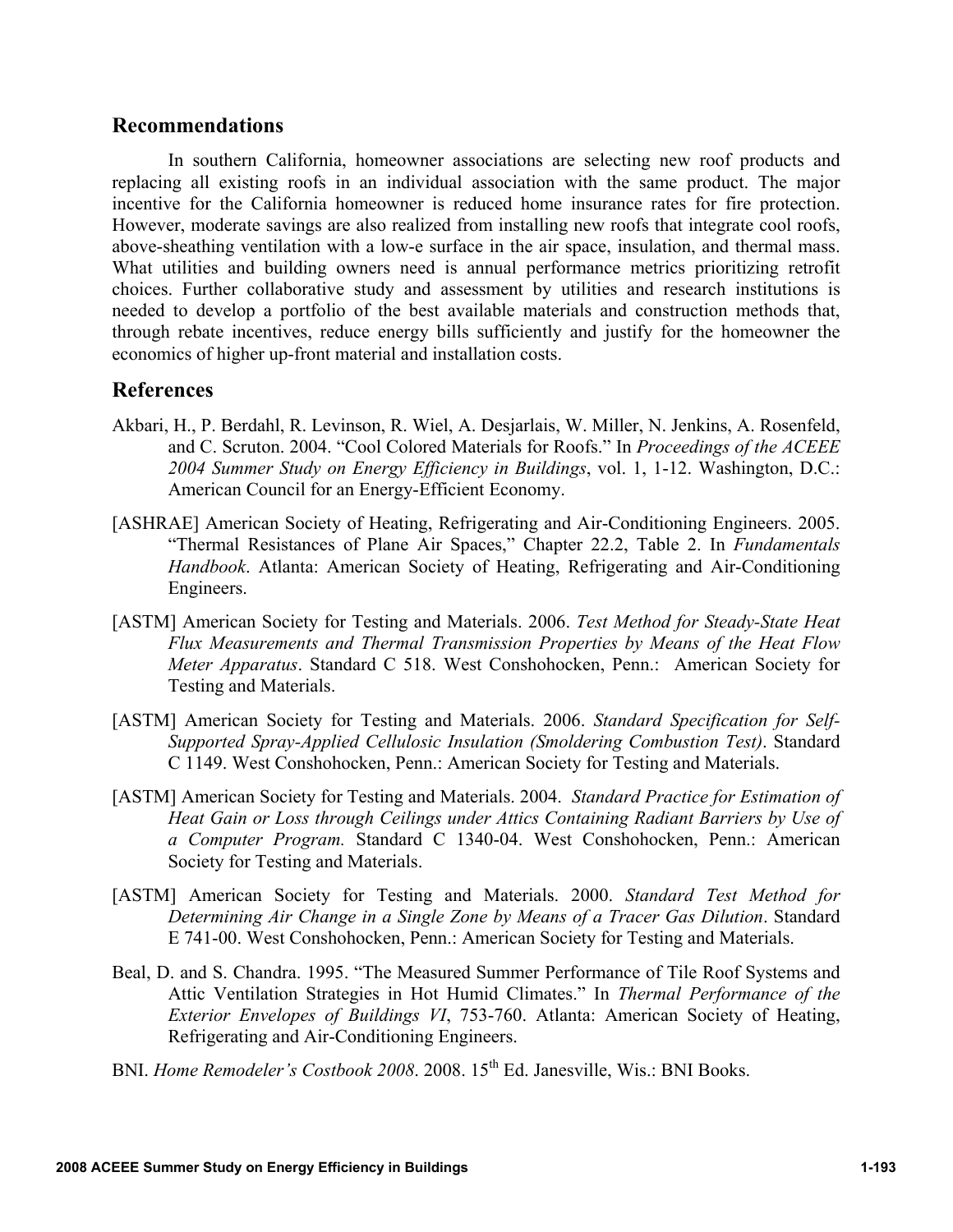## Recommendations

In southern California, homeowner associations are selecting new roof products and replacing all existing roofs in an individual association with the same product. The major incentive for the California homeowner is reduced home insurance rates for fire protection. However, moderate savings are also realized from installing new roofs that integrate cool roofs, above-sheathing ventilation with a low-e surface in the air space, insulation, and thermal mass. What utilities and building owners need is annual performance metrics prioritizing retrofit choices. Further collaborative study and assessment by utilities and research institutions is needed to develop a portfolio of the best available materials and construction methods that, through rebate incentives, reduce energy bills sufficiently and justify for the homeowner the economics of higher up-front material and installation costs.

## References

Akbari, H., P. Berdahl, R. Levinson, R. Wiel, A. Desjarlais, W. Miller, N. Jenkins, A. Rosenfeld, and C. Scruton. 2004. "Cool Colored Materials for Roofs." In *Proceedings of the ACEEE 2004 Summer Study on Energy Efficiency in Buildings*, vol. 1, 1-12. Washington, D.C.: American Council for an Energy-Efficient Economy.

[ASHRAE] American Society of Heating, Refrigerating and Air-Conditioning Engineers. 2005. "Thermal Resistances of Plane Air Spaces," Chapter 22.2, Table 2. In *Fundamentals Handbook*. Atlanta: American Society of Heating, Refrigerating and Air-Conditioning Engineers.

[ASTM] American Society for Testing and Materials. 2006. *Test Method for Steady-State Heat Flux Measurements and Thermal Transmission Properties by Means of the Heat Flow Meter Apparatus*. Standard C 518. West Conshohocken, Penn.: American Society for Testing and Materials.

[ASTM] American Society for Testing and Materials. 2006. *Standard Specification for Self-Supported Spray-Applied Cellulosic Insulation (Smoldering Combustion Test)*. Standard C 1149. West Conshohocken, Penn.: American Society for Testing and Materials.

[ASTM] American Society for Testing and Materials. 2004. *Standard Practice for Estimation of Heat Gain or Loss through Ceilings under Attics Containing Radiant Barriers by Use of a Computer Program.* Standard C 1340-04. West Conshohocken, Penn.: American Society for Testing and Materials.

[ASTM] American Society for Testing and Materials. 2000. *Standard Test Method for Determining Air Change in a Single Zone by Means of a Tracer Gas Dilution*. Standard E 741-00. West Conshohocken, Penn.: American Society for Testing and Materials.

Beal, D. and S. Chandra. 1995. "The Measured Summer Performance of Tile Roof Systems and Attic Ventilation Strategies in Hot Humid Climates." In *Thermal Performance of the Exterior Envelopes of Buildings VI*, 753-760. Atlanta: American Society of Heating, Refrigerating and Air-Conditioning Engineers.

BNI. *Home Remodeler's Costbook 2008*. 2008. 15th Ed. Janesville, Wis.: BNI Books.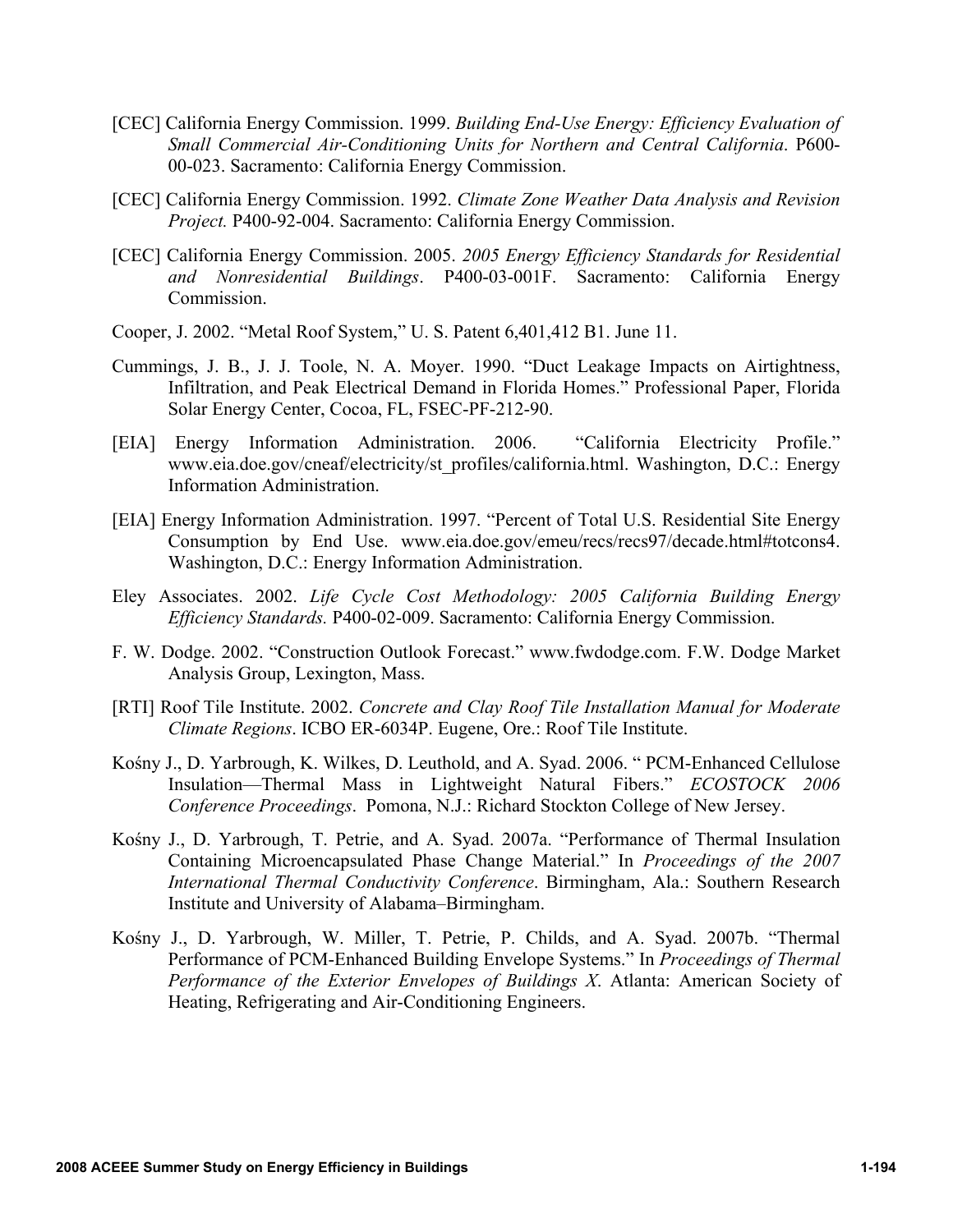[CEC] California Energy Commission. 1999. *Building End-Use Energy: Efficiency Evaluation of Small Commercial Air-Conditioning Units for Northern and Central California*. P600-00-023. Sacramento: California Energy Commission.

[CEC] California Energy Commission. 1992. *Climate Zone Weather Data Analysis and Revision Project.* P400-92-004. Sacramento: California Energy Commission.

[CEC] California Energy Commission. 2005. *2005 Energy Efficiency Standards for Residential and Nonresidential Buildings*. P400-03-001F. Sacramento: California Energy Commission.

Cooper, J. 2002. "Metal Roof System," U. S. Patent 6,401,412 B1. June 11.

Cummings, J. B., J. J. Toole, N. A. Moyer. 1990. "Duct Leakage Impacts on Airtightness, Infiltration, and Peak Electrical Demand in Florida Homes." Professional Paper, Florida Solar Energy Center, Cocoa, FL, FSEC-PF-212-90.

[EIA] Energy Information Administration. 2006. "California Electricity Profile." www.eia.doe.gov/cneaf/electricity/st_profiles/california.html. Washington, D.C.: Energy Information Administration.

[EIA] Energy Information Administration. 1997. "Percent of Total U.S. Residential Site Energy Consumption by End Use. www.eia.doe.gov/emeu/recs/recs97/decade.html#totcons4. Washington, D.C.: Energy Information Administration.

Eley Associates. 2002. *Life Cycle Cost Methodology: 2005 California Building Energy Efficiency Standards.* P400-02-009. Sacramento: California Energy Commission.

F. W. Dodge. 2002. "Construction Outlook Forecast." www.fwdodge.com. F.W. Dodge Market Analysis Group, Lexington, Mass.

[RTI] Roof Tile Institute. 2002. *Concrete and Clay Roof Tile Installation Manual for Moderate Climate Regions*. ICBO ER-6034P. Eugene, Ore.: Roof Tile Institute.

Kośny J., D. Yarbrough, K. Wilkes, D. Leuthold, and A. Syad. 2006. " PCM-Enhanced Cellulose Insulation—Thermal Mass in Lightweight Natural Fibers." *ECOSTOCK 2006 Conference Proceedings*. Pomona, N.J.: Richard Stockton College of New Jersey.

Kośny J., D. Yarbrough, T. Petrie, and A. Syad. 2007a. "Performance of Thermal Insulation Containing Microencapsulated Phase Change Material." In *Proceedings of the 2007 International Thermal Conductivity Conference*. Birmingham, Ala.: Southern Research Institute and University of Alabama–Birmingham.

Kośny J., D. Yarbrough, W. Miller, T. Petrie, P. Childs, and A. Syad. 2007b. "Thermal Performance of PCM-Enhanced Building Envelope Systems." In *Proceedings of Thermal Performance of the Exterior Envelopes of Buildings X*. Atlanta: American Society of Heating, Refrigerating and Air-Conditioning Engineers.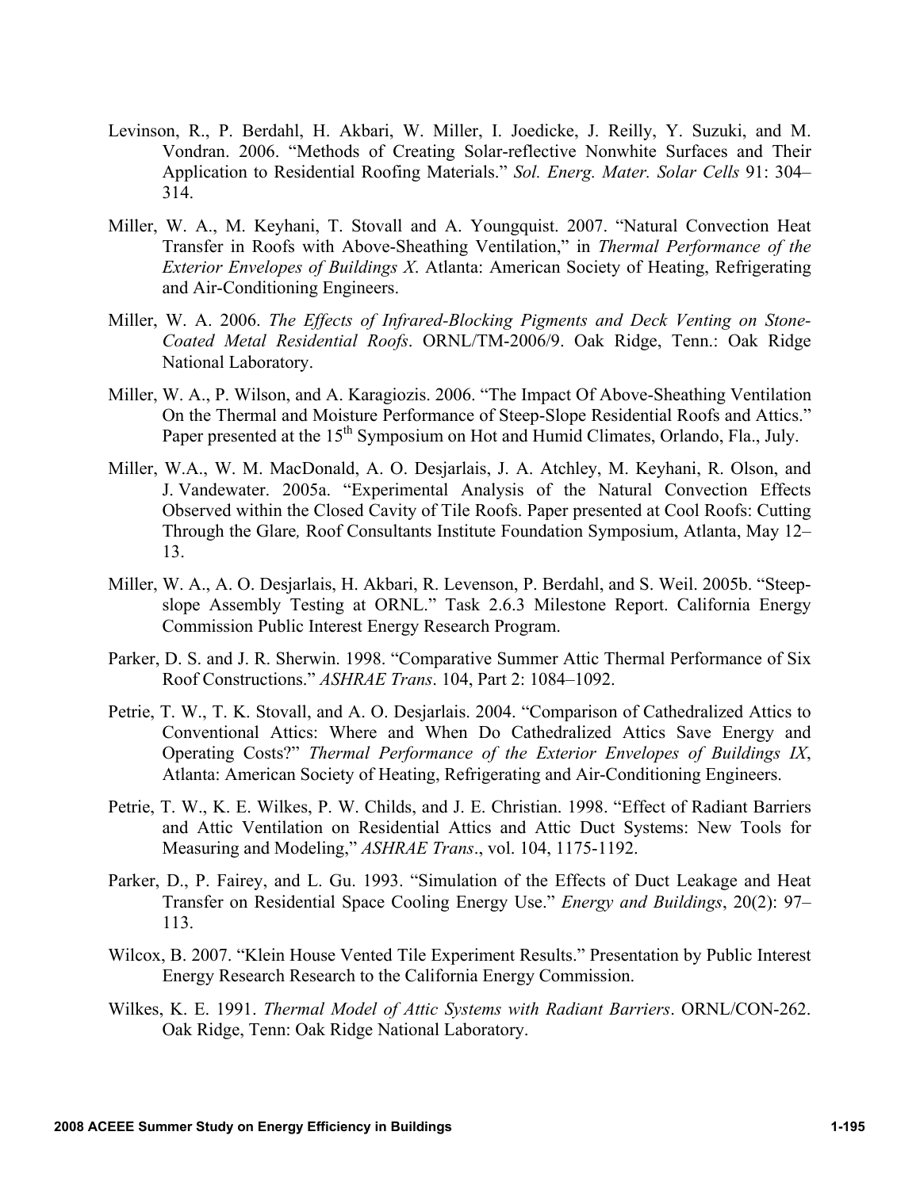Levinson, R., P. Berdahl, H. Akbari, W. Miller, I. Joedicke, J. Reilly, Y. Suzuki, and M. Vondran. 2006. "Methods of Creating Solar-reflective Nonwhite Surfaces and Their Application to Residential Roofing Materials." *Sol. Energ. Mater. Solar Cells* 91: 304–314.

Miller, W. A., M. Keyhani, T. Stovall and A. Youngquist. 2007. "Natural Convection Heat Transfer in Roofs with Above-Sheathing Ventilation," in *Thermal Performance of the Exterior Envelopes of Buildings X*. Atlanta: American Society of Heating, Refrigerating and Air-Conditioning Engineers.

Miller, W. A. 2006. *The Effects of Infrared-Blocking Pigments and Deck Venting on Stone-Coated Metal Residential Roofs*. ORNL/TM-2006/9. Oak Ridge, Tenn.: Oak Ridge National Laboratory.

Miller, W. A., P. Wilson, and A. Karagiozis. 2006. "The Impact Of Above-Sheathing Ventilation On the Thermal and Moisture Performance of Steep-Slope Residential Roofs and Attics." Paper presented at the 15th Symposium on Hot and Humid Climates, Orlando, Fla., July.

Miller, W.A., W. M. MacDonald, A. O. Desjarlais, J. A. Atchley, M. Keyhani, R. Olson, and J. Vandewater. 2005a. "Experimental Analysis of the Natural Convection Effects Observed within the Closed Cavity of Tile Roofs. Paper presented at Cool Roofs: Cutting Through the Glare*,* Roof Consultants Institute Foundation Symposium, Atlanta, May 12–13.

Miller, W. A., A. O. Desjarlais, H. Akbari, R. Levenson, P. Berdahl, and S. Weil. 2005b. "Steep-slope Assembly Testing at ORNL." Task 2.6.3 Milestone Report. California Energy Commission Public Interest Energy Research Program.

Parker, D. S. and J. R. Sherwin. 1998. "Comparative Summer Attic Thermal Performance of Six Roof Constructions." *ASHRAE Trans*. 104, Part 2: 1084–1092.

Petrie, T. W., T. K. Stovall, and A. O. Desjarlais. 2004. "Comparison of Cathedralized Attics to Conventional Attics: Where and When Do Cathedralized Attics Save Energy and Operating Costs?" *Thermal Performance of the Exterior Envelopes of Buildings IX*, Atlanta: American Society of Heating, Refrigerating and Air-Conditioning Engineers.

Petrie, T. W., K. E. Wilkes, P. W. Childs, and J. E. Christian. 1998. "Effect of Radiant Barriers and Attic Ventilation on Residential Attics and Attic Duct Systems: New Tools for Measuring and Modeling," *ASHRAE Trans*., vol. 104, 1175-1192.

Parker, D., P. Fairey, and L. Gu. 1993. "Simulation of the Effects of Duct Leakage and Heat Transfer on Residential Space Cooling Energy Use." *Energy and Buildings*, 20(2): 97–113.

Wilcox, B. 2007. "Klein House Vented Tile Experiment Results." Presentation by Public Interest Energy Research Research to the California Energy Commission.

Wilkes, K. E. 1991. *Thermal Model of Attic Systems with Radiant Barriers*. ORNL/CON-262. Oak Ridge, Tenn: Oak Ridge National Laboratory.